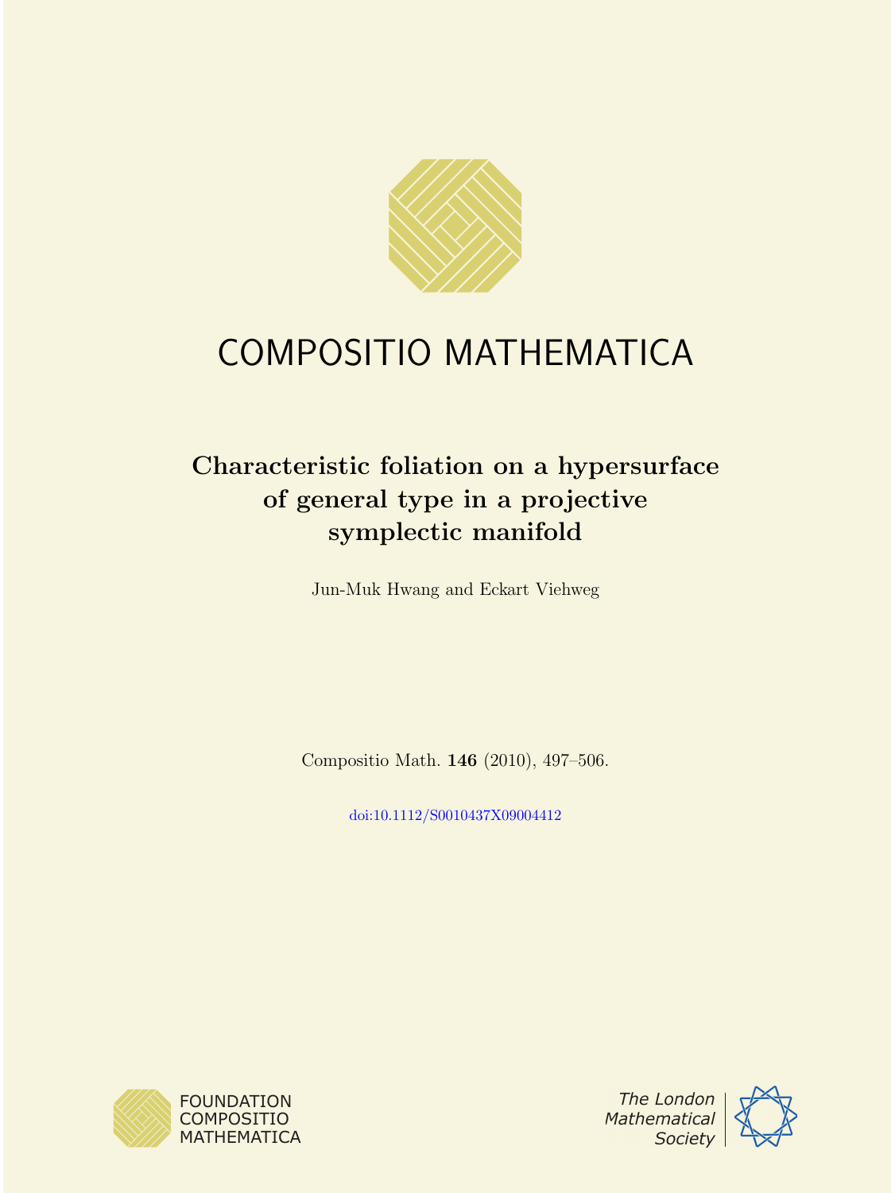# COMPOSITIO MATHEMATICA

## Characteristic foliation on a hypersurface of general type in a projective symplectic manifold

Jun-Muk Hwang and Eckart Viehweg

Compositio Math. **146** (2010), 497–506.

doi:10.1112/S0010437X09004412

FOUNDATION COMPOSITIO MATHEMATICA

*The London Mathematical Society*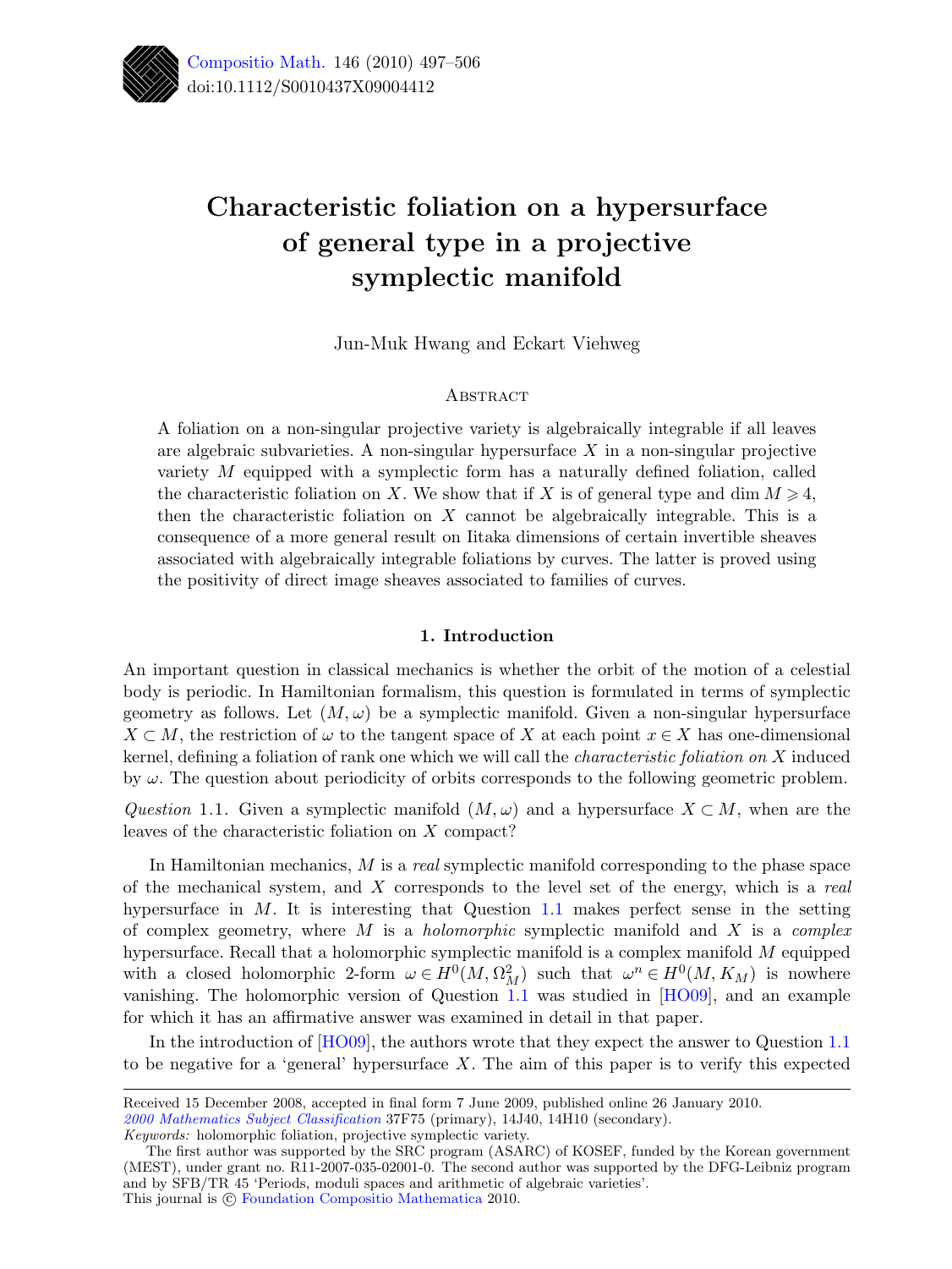# Characteristic foliation on a hypersurface of general type in a projective symplectic manifold

Jun-Muk Hwang and Eckart Viehweg

## Abstract

A foliation on a non-singular projective variety is algebraically integrable if all leaves are algebraic subvarieties. A non-singular hypersurface $X$ in a non-singular projective variety $M$ equipped with a symplectic form has a naturally defined foliation, called the characteristic foliation on $X$. We show that if $X$ is of general type and $\dim M \geqslant 4$, then the characteristic foliation on $X$ cannot be algebraically integrable. This is a consequence of a more general result on Iitaka dimensions of certain invertible sheaves associated with algebraically integrable foliations by curves. The latter is proved using the positivity of direct image sheaves associated to families of curves.

## 1. Introduction

An important question in classical mechanics is whether the orbit of the motion of a celestial body is periodic. In Hamiltonian formalism, this question is formulated in terms of symplectic geometry as follows. Let $(M, \omega)$ be a symplectic manifold. Given a non-singular hypersurface $X \subset M$, the restriction of $\omega$ to the tangent space of $X$ at each point $x \in X$ has one-dimensional kernel, defining a foliation of rank one which we will call the *characteristic foliation on* $X$ induced by $\omega$. The question about periodicity of orbits corresponds to the following geometric problem.

*Question* 1.1. Given a symplectic manifold $(M, \omega)$ and a hypersurface $X \subset M$, when are the leaves of the characteristic foliation on $X$ compact?

In Hamiltonian mechanics, $M$ is a *real* symplectic manifold corresponding to the phase space of the mechanical system, and $X$ corresponds to the level set of the energy, which is a *real* hypersurface in $M$. It is interesting that Question 1.1 makes perfect sense in the setting of complex geometry, where $M$ is a *holomorphic* symplectic manifold and $X$ is a *complex* hypersurface. Recall that a holomorphic symplectic manifold is a complex manifold $M$ equipped with a closed holomorphic 2-form $\omega \in H^0(M, \Omega^2_M)$ such that $\omega^n \in H^0(M, K_M)$ is nowhere vanishing. The holomorphic version of Question 1.1 was studied in [HO09], and an example for which it has an affirmative answer was examined in detail in that paper.

In the introduction of [HO09], the authors wrote that they expect the answer to Question 1.1 to be negative for a 'general' hypersurface $X$. The aim of this paper is to verify this expected

---

Received 15 December 2008, accepted in final form 7 June 2009, published online 26 January 2010.
*2000 Mathematics Subject Classification* 37F75 (primary), 14J40, 14H10 (secondary).
*Keywords:* holomorphic foliation, projective symplectic variety.
The first author was supported by the SRC program (ASARC) of KOSEF, funded by the Korean government (MEST), under grant no. R11-2007-035-02001-0. The second author was supported by the DFG-Leibniz program and by SFB/TR 45 'Periods, moduli spaces and arithmetic of algebraic varieties'.
This journal is © Foundation Compositio Mathematica 2010.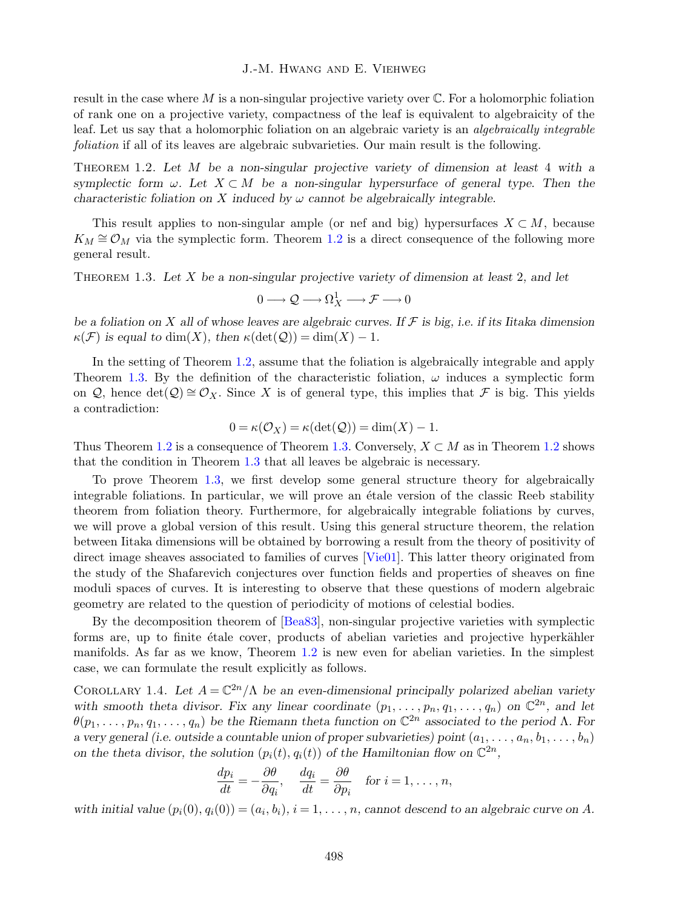result in the case where $M$ is a non-singular projective variety over $\mathbb{C}$. For a holomorphic foliation of rank one on a projective variety, compactness of the leaf is equivalent to algebraicity of the leaf. Let us say that a holomorphic foliation on an algebraic variety is an *algebraically integrable foliation* if all of its leaves are algebraic subvarieties. Our main result is the following.

Theorem 1.2. *Let $M$ be a non-singular projective variety of dimension at least 4 with a symplectic form $\omega$. Let $X \subset M$ be a non-singular hypersurface of general type. Then the characteristic foliation on $X$ induced by $\omega$ cannot be algebraically integrable.*

This result applies to non-singular ample (or nef and big) hypersurfaces $X \subset M$, because $K_M \cong \mathcal{O}_M$ via the symplectic form. Theorem 1.2 is a direct consequence of the following more general result.

Theorem 1.3. *Let $X$ be a non-singular projective variety of dimension at least 2, and let*

$$0 \longrightarrow \mathcal{Q} \longrightarrow \Omega^1_X \longrightarrow \mathcal{F} \longrightarrow 0$$

*be a foliation on $X$ all of whose leaves are algebraic curves. If $\mathcal{F}$ is big, i.e. if its Iitaka dimension $\kappa(\mathcal{F})$ is equal to $\dim(X)$, then $\kappa(\det(\mathcal{Q})) = \dim(X) - 1$.*

In the setting of Theorem 1.2, assume that the foliation is algebraically integrable and apply Theorem 1.3. By the definition of the characteristic foliation, $\omega$ induces a symplectic form on $\mathcal{Q}$, hence $\det(\mathcal{Q}) \cong \mathcal{O}_X$. Since $X$ is of general type, this implies that $\mathcal{F}$ is big. This yields a contradiction:

$$0 = \kappa(\mathcal{O}_X) = \kappa(\det(\mathcal{Q})) = \dim(X) - 1.$$

Thus Theorem 1.2 is a consequence of Theorem 1.3. Conversely, $X \subset M$ as in Theorem 1.2 shows that the condition in Theorem 1.3 that all leaves be algebraic is necessary.

To prove Theorem 1.3, we first develop some general structure theory for algebraically integrable foliations. In particular, we will prove an étale version of the classic Reeb stability theorem from foliation theory. Furthermore, for algebraically integrable foliations by curves, we will prove a global version of this result. Using this general structure theorem, the relation between Iitaka dimensions will be obtained by borrowing a result from the theory of positivity of direct image sheaves associated to families of curves [Vie01]. This latter theory originated from the study of the Shafarevich conjectures over function fields and properties of sheaves on fine moduli spaces of curves. It is interesting to observe that these questions of modern algebraic geometry are related to the question of periodicity of motions of celestial bodies.

By the decomposition theorem of [Bea83], non-singular projective varieties with symplectic forms are, up to finite étale cover, products of abelian varieties and projective hyperkähler manifolds. As far as we know, Theorem 1.2 is new even for abelian varieties. In the simplest case, we can formulate the result explicitly as follows.

Corollary 1.4. *Let $A = \mathbb{C}^{2n}/\Lambda$ be an even-dimensional principally polarized abelian variety with smooth theta divisor. Fix any linear coordinate $(p_1, \ldots, p_n, q_1, \ldots, q_n)$ on $\mathbb{C}^{2n}$, and let $\theta(p_1, \ldots, p_n, q_1, \ldots, q_n)$ be the Riemann theta function on $\mathbb{C}^{2n}$ associated to the period $\Lambda$. For a very general (i.e. outside a countable union of proper subvarieties) point $(a_1, \ldots, a_n, b_1, \ldots, b_n)$ on the theta divisor, the solution $(p_i(t), q_i(t))$ of the Hamiltonian flow on $\mathbb{C}^{2n}$,*

$$\frac{dp_i}{dt} = -\frac{\partial \theta}{\partial q_i}, \quad \frac{dq_i}{dt} = \frac{\partial \theta}{\partial p_i} \quad \text{for } i = 1, \ldots, n,$$

*with initial value $(p_i(0), q_i(0)) = (a_i, b_i)$, $i = 1, \ldots, n$, cannot descend to an algebraic curve on $A$.*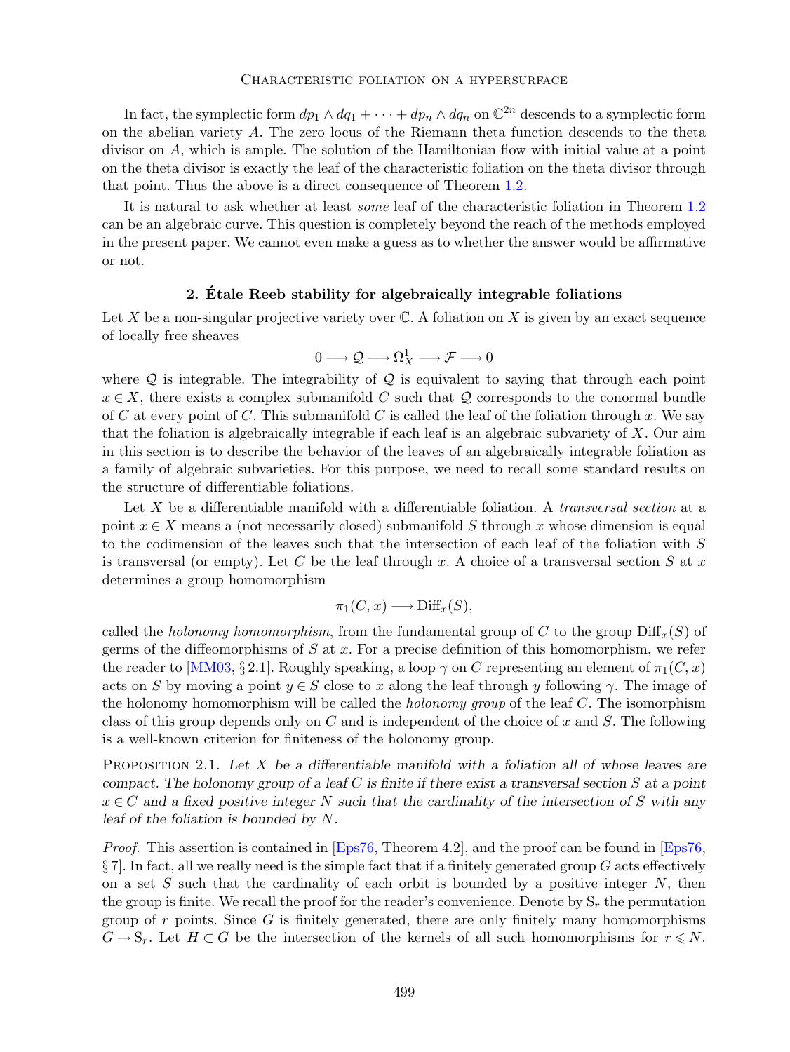In fact, the symplectic form $dp_1 \wedge dq_1 + \cdots + dp_n \wedge dq_n$ on $\mathbb{C}^{2n}$ descends to a symplectic form on the abelian variety $A$. The zero locus of the Riemann theta function descends to the theta divisor on $A$, which is ample. The solution of the Hamiltonian flow with initial value at a point on the theta divisor is exactly the leaf of the characteristic foliation on the theta divisor through that point. Thus the above is a direct consequence of Theorem 1.2.

It is natural to ask whether at least *some* leaf of the characteristic foliation in Theorem 1.2 can be an algebraic curve. This question is completely beyond the reach of the methods employed in the present paper. We cannot even make a guess as to whether the answer would be affirmative or not.

## 2. Étale Reeb stability for algebraically integrable foliations

Let $X$ be a non-singular projective variety over $\mathbb{C}$. A foliation on $X$ is given by an exact sequence of locally free sheaves

$$0 \longrightarrow \mathcal{Q} \longrightarrow \Omega^1_X \longrightarrow \mathcal{F} \longrightarrow 0$$

where $\mathcal{Q}$ is integrable. The integrability of $\mathcal{Q}$ is equivalent to saying that through each point $x \in X$, there exists a complex submanifold $C$ such that $\mathcal{Q}$ corresponds to the conormal bundle of $C$ at every point of $C$. This submanifold $C$ is called the leaf of the foliation through $x$. We say that the foliation is algebraically integrable if each leaf is an algebraic subvariety of $X$. Our aim in this section is to describe the behavior of the leaves of an algebraically integrable foliation as a family of algebraic subvarieties. For this purpose, we need to recall some standard results on the structure of differentiable foliations.

Let $X$ be a differentiable manifold with a differentiable foliation. A *transversal section* at a point $x \in X$ means a (not necessarily closed) submanifold $S$ through $x$ whose dimension is equal to the codimension of the leaves such that the intersection of each leaf of the foliation with $S$ is transversal (or empty). Let $C$ be the leaf through $x$. A choice of a transversal section $S$ at $x$ determines a group homomorphism

$$\pi_1(C, x) \longrightarrow \mathrm{Diff}_x(S),$$

called the *holonomy homomorphism*, from the fundamental group of $C$ to the group $\mathrm{Diff}_x(S)$ of germs of the diffeomorphisms of $S$ at $x$. For a precise definition of this homomorphism, we refer the reader to [MM03, § 2.1]. Roughly speaking, a loop $\gamma$ on $C$ representing an element of $\pi_1(C, x)$ acts on $S$ by moving a point $y \in S$ close to $x$ along the leaf through $y$ following $\gamma$. The image of the holonomy homomorphism will be called the *holonomy group* of the leaf $C$. The isomorphism class of this group depends only on $C$ and is independent of the choice of $x$ and $S$. The following is a well-known criterion for finiteness of the holonomy group.

Proposition 2.1. *Let $X$ be a differentiable manifold with a foliation all of whose leaves are compact. The holonomy group of a leaf $C$ is finite if there exist a transversal section $S$ at a point $x \in C$ and a fixed positive integer $N$ such that the cardinality of the intersection of $S$ with any leaf of the foliation is bounded by $N$.*

*Proof.* This assertion is contained in [Eps76, Theorem 4.2], and the proof can be found in [Eps76, § 7]. In fact, all we really need is the simple fact that if a finitely generated group $G$ acts effectively on a set $S$ such that the cardinality of each orbit is bounded by a positive integer $N$, then the group is finite. We recall the proof for the reader's convenience. Denote by $\mathrm{S}_r$ the permutation group of $r$ points. Since $G$ is finitely generated, there are only finitely many homomorphisms $G \to \mathrm{S}_r$. Let $H \subset G$ be the intersection of the kernels of all such homomorphisms for $r \leqslant N$.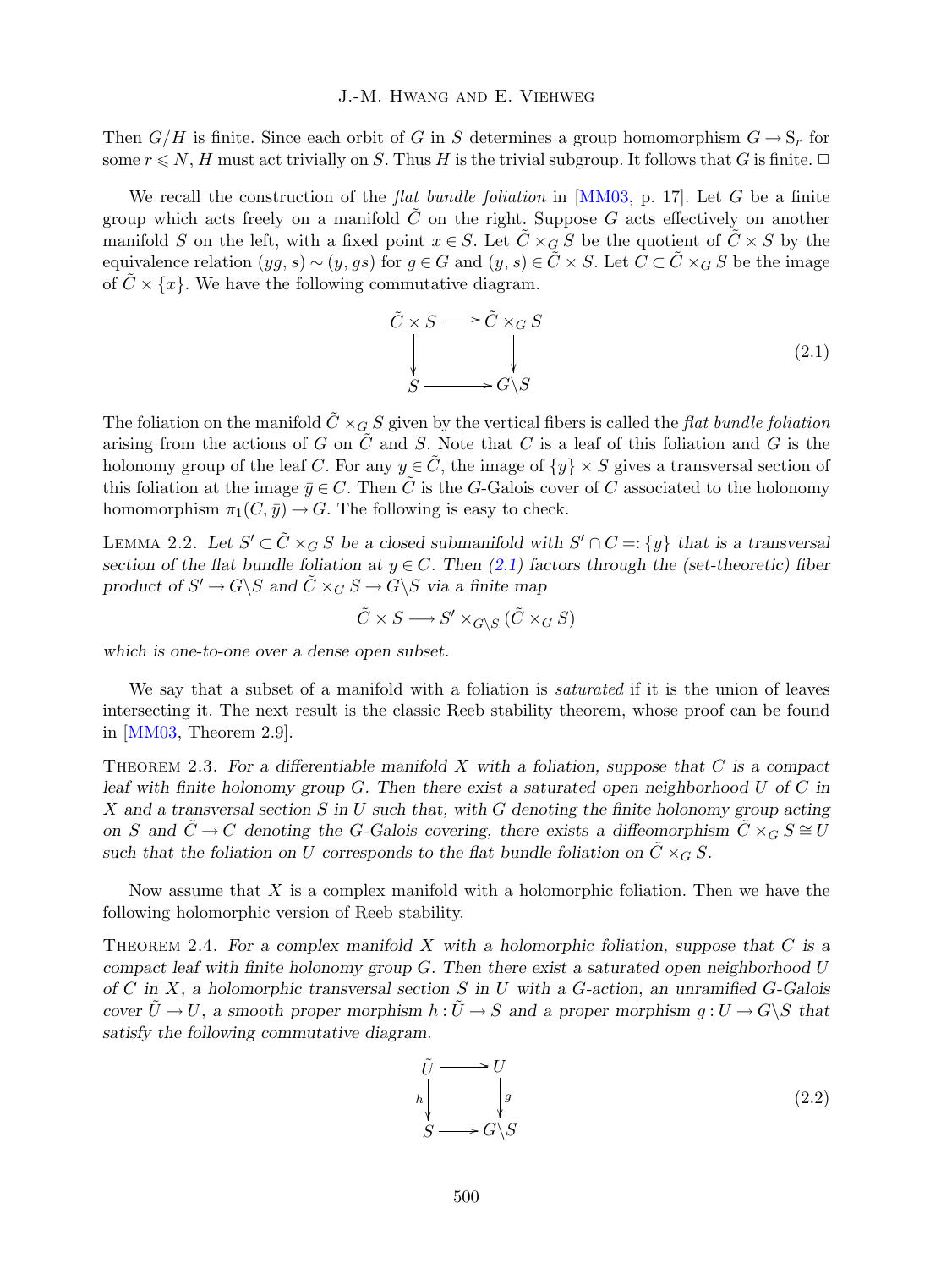Then $G/H$ is finite. Since each orbit of $G$ in $S$ determines a group homomorphism $G \to \mathrm{S}_r$ for some $r \leqslant N$, $H$ must act trivially on $S$. Thus $H$ is the trivial subgroup. It follows that $G$ is finite. □

We recall the construction of the *flat bundle foliation* in [MM03, p. 17]. Let $G$ be a finite group which acts freely on a manifold $\tilde{C}$ on the right. Suppose $G$ acts effectively on another manifold $S$ on the left, with a fixed point $x \in S$. Let $\tilde{C} \times_G S$ be the quotient of $\tilde{C} \times S$ by the equivalence relation $(yg, s) \sim (y, gs)$ for $g \in G$ and $(y, s) \in \tilde{C} \times S$. Let $C \subset \tilde{C} \times_G S$ be the image of $\tilde{C} \times \{x\}$. We have the following commutative diagram.

$$\begin{array}{ccc} \tilde{C} \times S & \longrightarrow & \tilde{C} \times_G S \\ \downarrow & & \downarrow \\ S & \longrightarrow & G\backslash S \end{array} \tag{2.1}$$

The foliation on the manifold $\tilde{C} \times_G S$ given by the vertical fibers is called the *flat bundle foliation* arising from the actions of $G$ on $\tilde{C}$ and $S$. Note that $C$ is a leaf of this foliation and $G$ is the holonomy group of the leaf $C$. For any $y \in \tilde{C}$, the image of $\{y\} \times S$ gives a transversal section of this foliation at the image $\bar{y} \in C$. Then $\tilde{C}$ is the $G$-Galois cover of $C$ associated to the holonomy homomorphism $\pi_1(C, \bar{y}) \to G$. The following is easy to check.

Lemma 2.2. *Let $S' \subset \tilde{C} \times_G S$ be a closed submanifold with $S' \cap C =: \{y\}$ that is a transversal section of the flat bundle foliation at $y \in C$. Then (2.1) factors through the (set-theoretic) fiber product of $S' \to G\backslash S$ and $\tilde{C} \times_G S \to G\backslash S$ via a finite map*

$$\tilde{C} \times S \longrightarrow S' \times_{G\backslash S} (\tilde{C} \times_G S)$$

*which is one-to-one over a dense open subset.*

We say that a subset of a manifold with a foliation is *saturated* if it is the union of leaves intersecting it. The next result is the classic Reeb stability theorem, whose proof can be found in [MM03, Theorem 2.9].

Theorem 2.3. *For a differentiable manifold $X$ with a foliation, suppose that $C$ is a compact leaf with finite holonomy group $G$. Then there exist a saturated open neighborhood $U$ of $C$ in $X$ and a transversal section $S$ in $U$ such that, with $G$ denoting the finite holonomy group acting on $S$ and $\tilde{C} \to C$ denoting the $G$-Galois covering, there exists a diffeomorphism $\tilde{C} \times_G S \cong U$ such that the foliation on $U$ corresponds to the flat bundle foliation on $\tilde{C} \times_G S$.*

Now assume that $X$ is a complex manifold with a holomorphic foliation. Then we have the following holomorphic version of Reeb stability.

Theorem 2.4. *For a complex manifold $X$ with a holomorphic foliation, suppose that $C$ is a compact leaf with finite holonomy group $G$. Then there exist a saturated open neighborhood $U$ of $C$ in $X$, a holomorphic transversal section $S$ in $U$ with a $G$-action, an unramified $G$-Galois cover $\tilde{U} \to U$, a smooth proper morphism $h : \tilde{U} \to S$ and a proper morphism $g : U \to G\backslash S$ that satisfy the following commutative diagram.*

$$\begin{array}{ccc} \tilde{U} & \longrightarrow & U \\ {\scriptstyle h}\downarrow & & \downarrow{\scriptstyle g} \\ S & \longrightarrow & G\backslash S \end{array} \tag{2.2}$$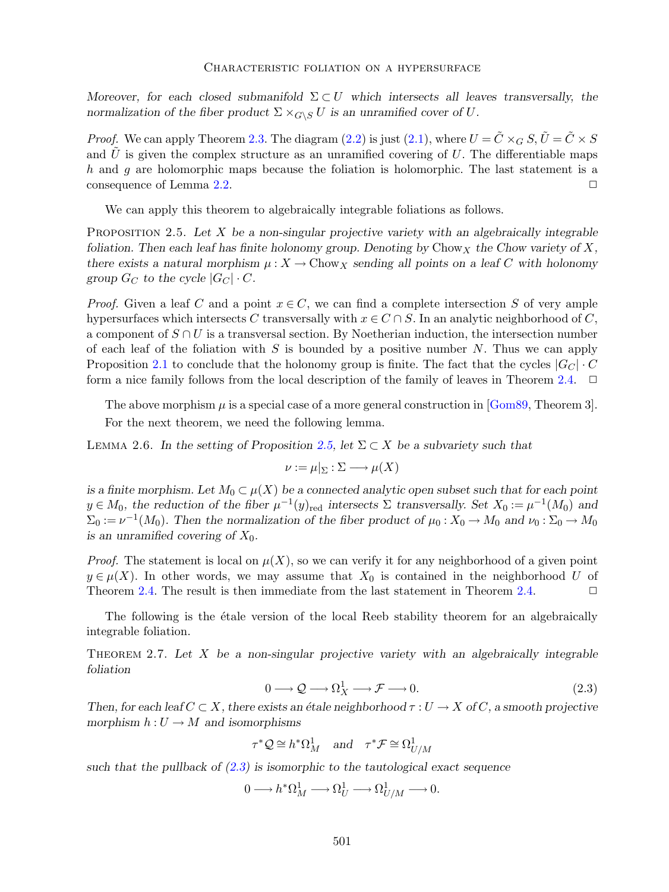*Moreover, for each closed submanifold $\Sigma \subset U$ which intersects all leaves transversally, the normalization of the fiber product $\Sigma \times_{G\backslash S} U$ is an unramified cover of $U$.*

*Proof.* We can apply Theorem 2.3. The diagram (2.2) is just (2.1), where $U = \tilde{C} \times_G S$, $\tilde{U} = \tilde{C} \times S$ and $\tilde{U}$ is given the complex structure as an unramified covering of $U$. The differentiable maps $h$ and $g$ are holomorphic maps because the foliation is holomorphic. The last statement is a consequence of Lemma 2.2. □

We can apply this theorem to algebraically integrable foliations as follows.

Proposition 2.5. *Let $X$ be a non-singular projective variety with an algebraically integrable foliation. Then each leaf has finite holonomy group. Denoting by $\mathrm{Chow}_X$ the Chow variety of $X$, there exists a natural morphism $\mu : X \to \mathrm{Chow}_X$ sending all points on a leaf $C$ with holonomy group $G_C$ to the cycle $|G_C| \cdot C$.*

*Proof.* Given a leaf $C$ and a point $x \in C$, we can find a complete intersection $S$ of very ample hypersurfaces which intersects $C$ transversally with $x \in C \cap S$. In an analytic neighborhood of $C$, a component of $S \cap U$ is a transversal section. By Noetherian induction, the intersection number of each leaf of the foliation with $S$ is bounded by a positive number $N$. Thus we can apply Proposition 2.1 to conclude that the holonomy group is finite. The fact that the cycles $|G_C| \cdot C$ form a nice family follows from the local description of the family of leaves in Theorem 2.4. □

The above morphism $\mu$ is a special case of a more general construction in [Gom89, Theorem 3].

For the next theorem, we need the following lemma.

Lemma 2.6. *In the setting of Proposition 2.5, let $\Sigma \subset X$ be a subvariety such that*

$$\nu := \mu|_\Sigma : \Sigma \longrightarrow \mu(X)$$

*is a finite morphism. Let $M_0 \subset \mu(X)$ be a connected analytic open subset such that for each point $y \in M_0$, the reduction of the fiber $\mu^{-1}(y)_{\mathrm{red}}$ intersects $\Sigma$ transversally. Set $X_0 := \mu^{-1}(M_0)$ and $\Sigma_0 := \nu^{-1}(M_0)$. Then the normalization of the fiber product of $\mu_0 : X_0 \to M_0$ and $\nu_0 : \Sigma_0 \to M_0$ is an unramified covering of $X_0$.*

*Proof.* The statement is local on $\mu(X)$, so we can verify it for any neighborhood of a given point $y \in \mu(X)$. In other words, we may assume that $X_0$ is contained in the neighborhood $U$ of Theorem 2.4. The result is then immediate from the last statement in Theorem 2.4. □

The following is the étale version of the local Reeb stability theorem for an algebraically integrable foliation.

Theorem 2.7. *Let $X$ be a non-singular projective variety with an algebraically integrable foliation*

$$0 \longrightarrow \mathcal{Q} \longrightarrow \Omega^1_X \longrightarrow \mathcal{F} \longrightarrow 0. \tag{2.3}$$

*Then, for each leaf $C \subset X$, there exists an étale neighborhood $\tau : U \to X$ of $C$, a smooth projective morphism $h : U \to M$ and isomorphisms*

$$\tau^*\mathcal{Q} \cong h^*\Omega^1_M \quad \text{and} \quad \tau^*\mathcal{F} \cong \Omega^1_{U/M}$$

*such that the pullback of (2.3) is isomorphic to the tautological exact sequence*

$$0 \longrightarrow h^*\Omega^1_M \longrightarrow \Omega^1_U \longrightarrow \Omega^1_{U/M} \longrightarrow 0.$$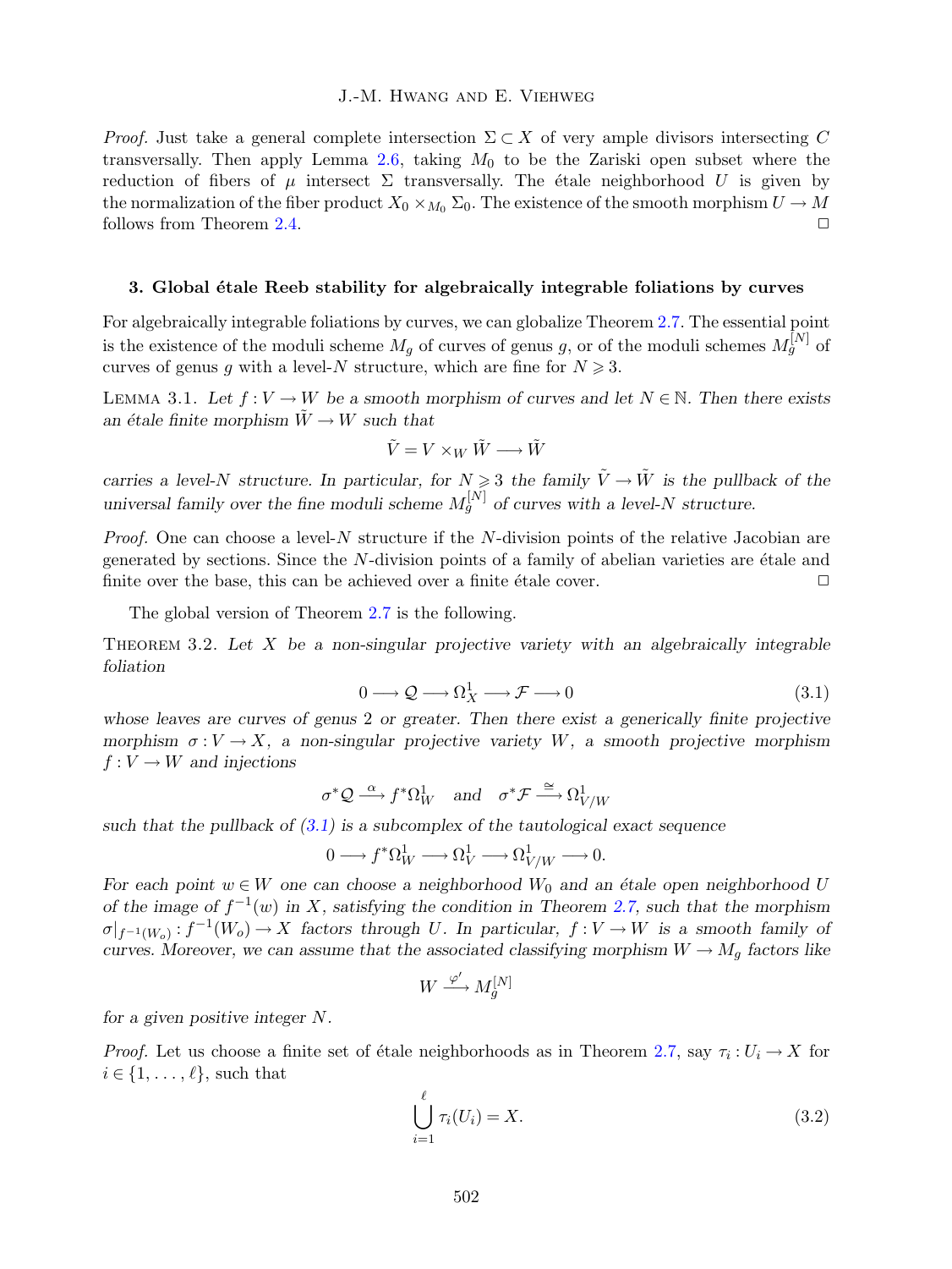*Proof.* Just take a general complete intersection $\Sigma \subset X$ of very ample divisors intersecting $C$ transversally. Then apply Lemma 2.6, taking $M_0$ to be the Zariski open subset where the reduction of fibers of $\mu$ intersect $\Sigma$ transversally. The étale neighborhood $U$ is given by the normalization of the fiber product $X_0 \times_{M_0} \Sigma_0$. The existence of the smooth morphism $U \to M$ follows from Theorem 2.4. □

## 3. Global étale Reeb stability for algebraically integrable foliations by curves

For algebraically integrable foliations by curves, we can globalize Theorem 2.7. The essential point is the existence of the moduli scheme $M_g$ of curves of genus $g$, or of the moduli schemes $M_g^{[N]}$ of curves of genus $g$ with a level-$N$ structure, which are fine for $N \geqslant 3$.

Lemma 3.1. *Let $f : V \to W$ be a smooth morphism of curves and let $N \in \mathbb{N}$. Then there exists an étale finite morphism $\tilde{W} \to W$ such that*

$$\tilde{V} = V \times_W \tilde{W} \longrightarrow \tilde{W}$$

*carries a level-$N$ structure. In particular, for $N \geqslant 3$ the family $\tilde{V} \to \tilde{W}$ is the pullback of the universal family over the fine moduli scheme $M_g^{[N]}$ of curves with a level-$N$ structure.*

*Proof.* One can choose a level-$N$ structure if the $N$-division points of the relative Jacobian are generated by sections. Since the $N$-division points of a family of abelian varieties are étale and finite over the base, this can be achieved over a finite étale cover. □

The global version of Theorem 2.7 is the following.

Theorem 3.2. *Let $X$ be a non-singular projective variety with an algebraically integrable foliation*

$$0 \longrightarrow \mathcal{Q} \longrightarrow \Omega_X^1 \longrightarrow \mathcal{F} \longrightarrow 0 \tag{3.1}$$

*whose leaves are curves of genus 2 or greater. Then there exist a generically finite projective morphism $\sigma : V \to X$, a non-singular projective variety $W$, a smooth projective morphism $f : V \to W$ and injections*

$$\sigma^*\mathcal{Q} \xrightarrow{\alpha} f^*\Omega_W^1 \quad \text{and} \quad \sigma^*\mathcal{F} \xrightarrow{\cong} \Omega_{V/W}^1$$

*such that the pullback of (3.1) is a subcomplex of the tautological exact sequence*

$$0 \longrightarrow f^*\Omega_W^1 \longrightarrow \Omega_V^1 \longrightarrow \Omega_{V/W}^1 \longrightarrow 0.$$

*For each point $w \in W$ one can choose a neighborhood $W_0$ and an étale open neighborhood $U$ of the image of $f^{-1}(w)$ in $X$, satisfying the condition in Theorem 2.7, such that the morphism $\sigma|_{f^{-1}(W_o)} : f^{-1}(W_o) \to X$ factors through $U$. In particular, $f : V \to W$ is a smooth family of curves. Moreover, we can assume that the associated classifying morphism $W \to M_g$ factors like*

$$W \xrightarrow{\varphi'} M_g^{[N]}$$

*for a given positive integer $N$.*

*Proof.* Let us choose a finite set of étale neighborhoods as in Theorem 2.7, say $\tau_i : U_i \to X$ for $i \in \{1, \ldots, \ell\}$, such that

$$\bigcup_{i=1}^{\ell} \tau_i(U_i) = X. \tag{3.2}$$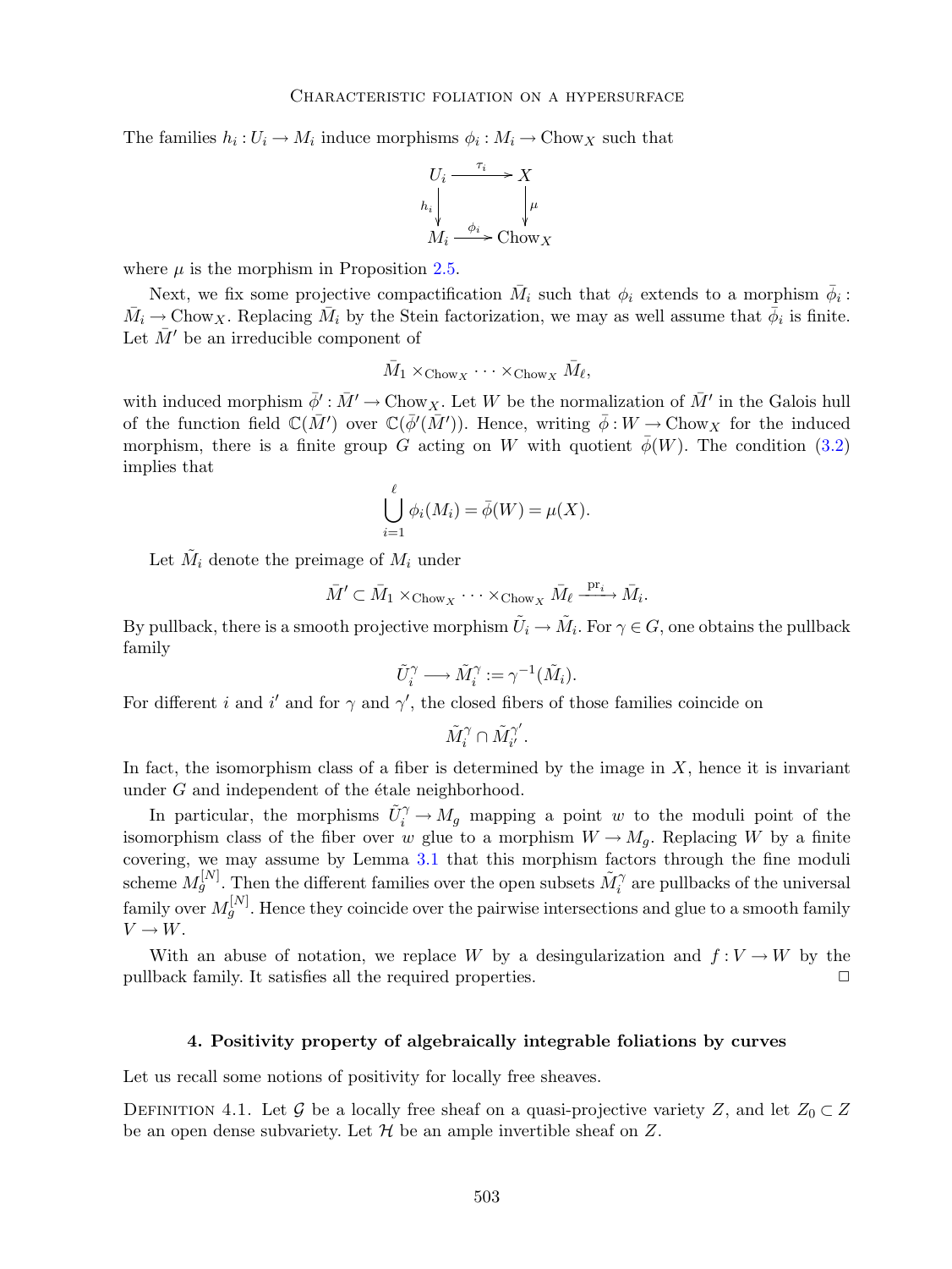The families $h_i : U_i \to M_i$ induce morphisms $\phi_i : M_i \to \mathrm{Chow}_X$ such that

$$\begin{array}{ccc} U_i & \xrightarrow{\tau_i} & X \\ {\scriptstyle h_i}\downarrow & & \downarrow{\scriptstyle \mu} \\ M_i & \xrightarrow{\phi_i} & \mathrm{Chow}_X \end{array}$$

where $\mu$ is the morphism in Proposition 2.5.

Next, we fix some projective compactification $\bar{M}_i$ such that $\phi_i$ extends to a morphism $\bar{\phi}_i : \bar{M}_i \to \mathrm{Chow}_X$. Replacing $\bar{M}_i$ by the Stein factorization, we may as well assume that $\bar{\phi}_i$ is finite. Let $\bar{M}'$ be an irreducible component of

$$\bar{M}_1 \times_{\mathrm{Chow}_X} \cdots \times_{\mathrm{Chow}_X} \bar{M}_\ell,$$

with induced morphism $\bar{\phi}' : \bar{M}' \to \mathrm{Chow}_X$. Let $W$ be the normalization of $\bar{M}'$ in the Galois hull of the function field $\mathbb{C}(\bar{M}')$ over $\mathbb{C}(\bar{\phi}'(\bar{M}'))$. Hence, writing $\bar{\phi} : W \to \mathrm{Chow}_X$ for the induced morphism, there is a finite group $G$ acting on $W$ with quotient $\bar{\phi}(W)$. The condition (3.2) implies that

$$\bigcup_{i=1}^{\ell} \phi_i(M_i) = \bar{\phi}(W) = \mu(X).$$

Let $\tilde{M}_i$ denote the preimage of $M_i$ under

$$\bar{M}' \subset \bar{M}_1 \times_{\mathrm{Chow}_X} \cdots \times_{\mathrm{Chow}_X} \bar{M}_\ell \xrightarrow{\mathrm{pr}_i} \bar{M}_i.$$

By pullback, there is a smooth projective morphism $\tilde{U}_i \to \tilde{M}_i$. For $\gamma \in G$, one obtains the pullback family

$$\tilde{U}_i^\gamma \longrightarrow \tilde{M}_i^\gamma := \gamma^{-1}(\tilde{M}_i).$$

For different $i$ and $i'$ and for $\gamma$ and $\gamma'$, the closed fibers of those families coincide on

$$\tilde{M}_i^\gamma \cap \tilde{M}_{i'}^{\gamma'}.$$

In fact, the isomorphism class of a fiber is determined by the image in $X$, hence it is invariant under $G$ and independent of the étale neighborhood.

In particular, the morphisms $\tilde{U}_i^\gamma \to M_g$ mapping a point $w$ to the moduli point of the isomorphism class of the fiber over $w$ glue to a morphism $W \to M_g$. Replacing $W$ by a finite covering, we may assume by Lemma 3.1 that this morphism factors through the fine moduli scheme $M_g^{[N]}$. Then the different families over the open subsets $\tilde{M}_i^\gamma$ are pullbacks of the universal family over $M_g^{[N]}$. Hence they coincide over the pairwise intersections and glue to a smooth family $V \to W$.

With an abuse of notation, we replace $W$ by a desingularization and $f : V \to W$ by the pullback family. It satisfies all the required properties. □

## 4. Positivity property of algebraically integrable foliations by curves

Let us recall some notions of positivity for locally free sheaves.

Definition 4.1. Let $\mathcal{G}$ be a locally free sheaf on a quasi-projective variety $Z$, and let $Z_0 \subset Z$ be an open dense subvariety. Let $\mathcal{H}$ be an ample invertible sheaf on $Z$.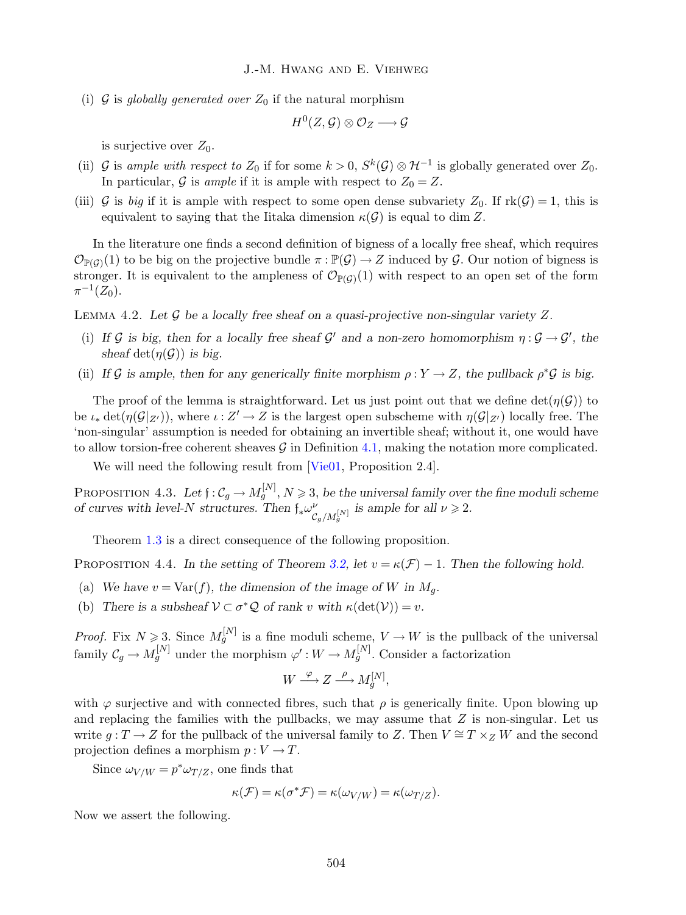(i) $\mathcal{G}$ is *globally generated over* $Z_0$ if the natural morphism

$$H^0(Z,\mathcal{G})\otimes\mathcal{O}_Z\longrightarrow\mathcal{G}$$

is surjective over $Z_0$.

(ii) $\mathcal{G}$ is *ample with respect to* $Z_0$ if for some $k>0$, $S^k(\mathcal{G})\otimes\mathcal{H}^{-1}$ is globally generated over $Z_0$. In particular, $\mathcal{G}$ is *ample* if it is ample with respect to $Z_0=Z$.

(iii) $\mathcal{G}$ is *big* if it is ample with respect to some open dense subvariety $Z_0$. If $\mathrm{rk}(\mathcal{G})=1$, this is equivalent to saying that the Iitaka dimension $\kappa(\mathcal{G})$ is equal to $\dim Z$.

In the literature one finds a second definition of bigness of a locally free sheaf, which requires $\mathcal{O}_{\mathbb{P}(\mathcal{G})}(1)$ to be big on the projective bundle $\pi:\mathbb{P}(\mathcal{G})\to Z$ induced by $\mathcal{G}$. Our notion of bigness is stronger. It is equivalent to the ampleness of $\mathcal{O}_{\mathbb{P}(\mathcal{G})}(1)$ with respect to an open set of the form $\pi^{-1}(Z_0)$.

Lemma 4.2. *Let $\mathcal{G}$ be a locally free sheaf on a quasi-projective non-singular variety $Z$.*

(i) *If $\mathcal{G}$ is big, then for a locally free sheaf $\mathcal{G}'$ and a non-zero homomorphism $\eta:\mathcal{G}\to\mathcal{G}'$, the sheaf $\det(\eta(\mathcal{G}))$ is big.*

(ii) *If $\mathcal{G}$ is ample, then for any generically finite morphism $\rho:Y\to Z$, the pullback $\rho^*\mathcal{G}$ is big.*

The proof of the lemma is straightforward. Let us just point out that we define $\det(\eta(\mathcal{G}))$ to be $\iota_*\det(\eta(\mathcal{G}|_{Z'}))$, where $\iota:Z'\to Z$ is the largest open subscheme with $\eta(\mathcal{G}|_{Z'})$ locally free. The 'non-singular' assumption is needed for obtaining an invertible sheaf; without it, one would have to allow torsion-free coherent sheaves $\mathcal{G}$ in Definition 4.1, making the notation more complicated.

We will need the following result from [Vie01, Proposition 2.4].

Proposition 4.3. *Let $\mathfrak{f}:\mathcal{C}_g\to M_g^{[N]}$, $N\geqslant 3$, be the universal family over the fine moduli scheme of curves with level-$N$ structures. Then $\mathfrak{f}_*\omega^{\nu}_{\mathcal{C}_g/M_g^{[N]}}$ is ample for all $\nu\geqslant 2$.*

Theorem 1.3 is a direct consequence of the following proposition.

Proposition 4.4. *In the setting of Theorem 3.2, let $v=\kappa(\mathcal{F})-1$. Then the following hold.*

(a) *We have $v=\mathrm{Var}(f)$, the dimension of the image of $W$ in $M_g$.*

(b) *There is a subsheaf $\mathcal{V}\subset\sigma^*\mathcal{Q}$ of rank $v$ with $\kappa(\det(\mathcal{V}))=v$.*

*Proof.* Fix $N\geqslant 3$. Since $M_g^{[N]}$ is a fine moduli scheme, $V\to W$ is the pullback of the universal family $\mathcal{C}_g\to M_g^{[N]}$ under the morphism $\varphi':W\to M_g^{[N]}$. Consider a factorization

$$W\xrightarrow{\ \varphi\ }Z\xrightarrow{\ \rho\ }M_g^{[N]},$$

with $\varphi$ surjective and with connected fibres, such that $\rho$ is generically finite. Upon blowing up and replacing the families with the pullbacks, we may assume that $Z$ is non-singular. Let us write $g:T\to Z$ for the pullback of the universal family to $Z$. Then $V\cong T\times_Z W$ and the second projection defines a morphism $p:V\to T$.

Since $\omega_{V/W}=p^*\omega_{T/Z}$, one finds that

$$\kappa(\mathcal{F})=\kappa(\sigma^*\mathcal{F})=\kappa(\omega_{V/W})=\kappa(\omega_{T/Z}).$$

Now we assert the following.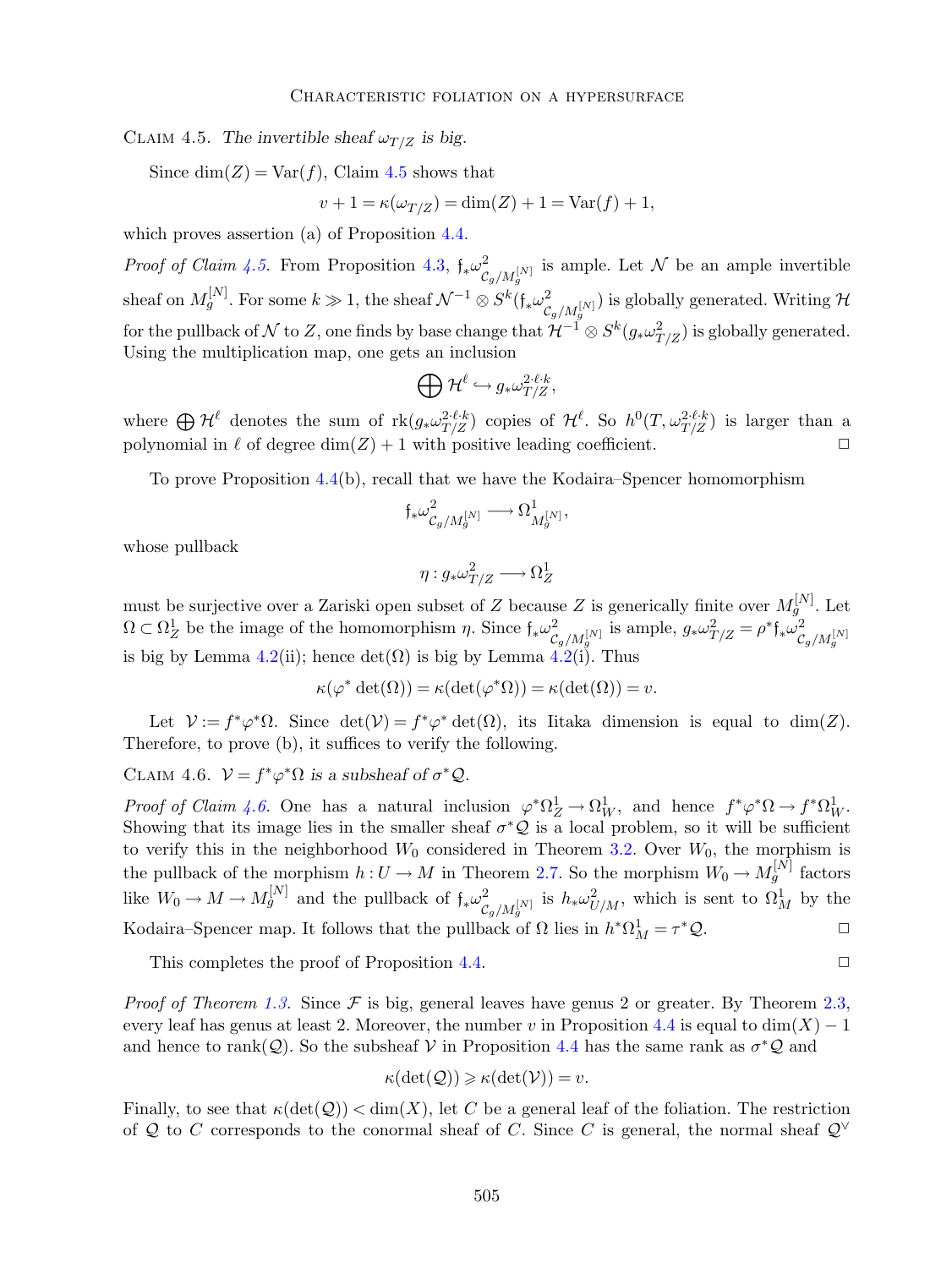Claim 4.5. *The invertible sheaf $\omega_{T/Z}$ is big.*

Since $\dim(Z) = \mathrm{Var}(f)$, Claim 4.5 shows that

$$v + 1 = \kappa(\omega_{T/Z}) = \dim(Z) + 1 = \mathrm{Var}(f) + 1,$$

which proves assertion (a) of Proposition 4.4.

*Proof of Claim 4.5.* From Proposition 4.3, $\mathfrak{f}_*\omega^2_{\mathcal{C}_g/M_g^{[N]}}$ is ample. Let $\mathcal{N}$ be an ample invertible sheaf on $M_g^{[N]}$. For some $k \gg 1$, the sheaf $\mathcal{N}^{-1} \otimes S^k(\mathfrak{f}_*\omega^2_{\mathcal{C}_g/M_g^{[N]}})$ is globally generated. Writing $\mathcal{H}$ for the pullback of $\mathcal{N}$ to $Z$, one finds by base change that $\mathcal{H}^{-1} \otimes S^k(g_*\omega^2_{T/Z})$ is globally generated. Using the multiplication map, one gets an inclusion

$$\bigoplus \mathcal{H}^\ell \hookrightarrow g_*\omega^{2\cdot\ell\cdot k}_{T/Z},$$

where $\bigoplus \mathcal{H}^\ell$ denotes the sum of $\mathrm{rk}(g_*\omega^{2\cdot\ell\cdot k}_{T/Z})$ copies of $\mathcal{H}^\ell$. So $h^0(T, \omega^{2\cdot\ell\cdot k}_{T/Z})$ is larger than a polynomial in $\ell$ of degree $\dim(Z) + 1$ with positive leading coefficient. $\square$

To prove Proposition 4.4(b), recall that we have the Kodaira–Spencer homomorphism

$$\mathfrak{f}_*\omega^2_{\mathcal{C}_g/M_g^{[N]}} \longrightarrow \Omega^1_{M_g^{[N]}},$$

whose pullback

$$\eta : g_*\omega^2_{T/Z} \longrightarrow \Omega^1_Z$$

must be surjective over a Zariski open subset of $Z$ because $Z$ is generically finite over $M_g^{[N]}$. Let $\Omega \subset \Omega^1_Z$ be the image of the homomorphism $\eta$. Since $\mathfrak{f}_*\omega^2_{\mathcal{C}_g/M_g^{[N]}}$ is ample, $g_*\omega^2_{T/Z} = \rho^*\mathfrak{f}_*\omega^2_{\mathcal{C}_g/M_g^{[N]}}$ is big by Lemma 4.2(ii); hence $\det(\Omega)$ is big by Lemma 4.2(i). Thus

$$\kappa(\varphi^* \det(\Omega)) = \kappa(\det(\varphi^*\Omega)) = \kappa(\det(\Omega)) = v.$$

Let $\mathcal{V} := f^*\varphi^*\Omega$. Since $\det(\mathcal{V}) = f^*\varphi^* \det(\Omega)$, its Iitaka dimension is equal to $\dim(Z)$. Therefore, to prove (b), it suffices to verify the following.

Claim 4.6. *$\mathcal{V} = f^*\varphi^*\Omega$ is a subsheaf of $\sigma^*\mathcal{Q}$.*

*Proof of Claim 4.6.* One has a natural inclusion $\varphi^*\Omega^1_Z \to \Omega^1_W$, and hence $f^*\varphi^*\Omega \to f^*\Omega^1_W$. Showing that its image lies in the smaller sheaf $\sigma^*\mathcal{Q}$ is a local problem, so it will be sufficient to verify this in the neighborhood $W_0$ considered in Theorem 3.2. Over $W_0$, the morphism is the pullback of the morphism $h : U \to M$ in Theorem 2.7. So the morphism $W_0 \to M_g^{[N]}$ factors like $W_0 \to M \to M_g^{[N]}$ and the pullback of $\mathfrak{f}_*\omega^2_{\mathcal{C}_g/M_g^{[N]}}$ is $h_*\omega^2_{U/M}$, which is sent to $\Omega^1_M$ by the Kodaira–Spencer map. It follows that the pullback of $\Omega$ lies in $h^*\Omega^1_M = \tau^*\mathcal{Q}$. $\square$

This completes the proof of Proposition 4.4. $\square$

*Proof of Theorem 1.3.* Since $\mathcal{F}$ is big, general leaves have genus 2 or greater. By Theorem 2.3, every leaf has genus at least 2. Moreover, the number $v$ in Proposition 4.4 is equal to $\dim(X) - 1$ and hence to $\mathrm{rank}(\mathcal{Q})$. So the subsheaf $\mathcal{V}$ in Proposition 4.4 has the same rank as $\sigma^*\mathcal{Q}$ and

$$\kappa(\det(\mathcal{Q})) \geqslant \kappa(\det(\mathcal{V})) = v.$$

Finally, to see that $\kappa(\det(\mathcal{Q})) < \dim(X)$, let $C$ be a general leaf of the foliation. The restriction of $\mathcal{Q}$ to $C$ corresponds to the conormal sheaf of $C$. Since $C$ is general, the normal sheaf $\mathcal{Q}^\vee$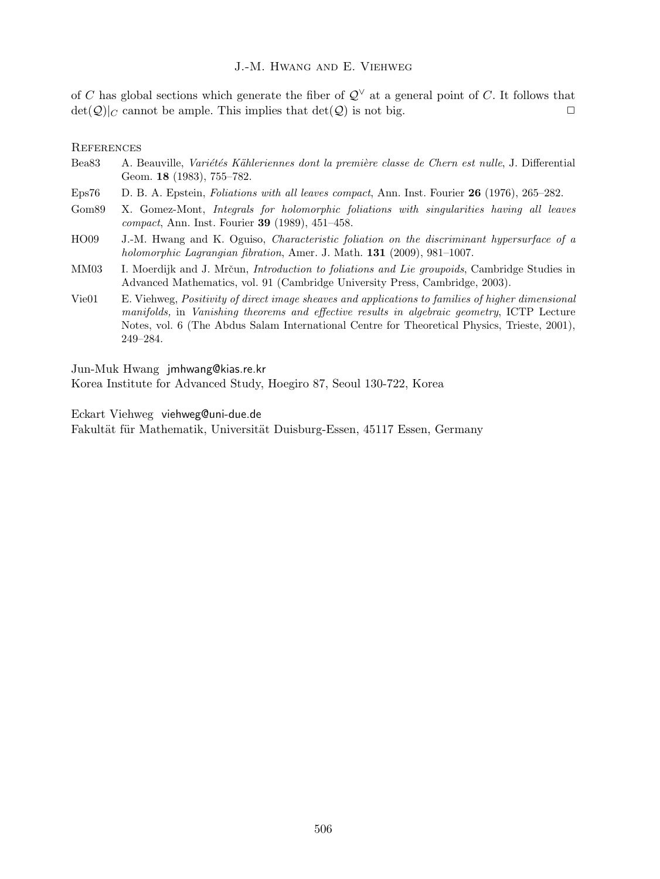of $C$ has global sections which generate the fiber of $\mathcal{Q}^\vee$ at a general point of $C$. It follows that $\det(\mathcal{Q})|_C$ cannot be ample. This implies that $\det(\mathcal{Q})$ is not big. □

## References

- Bea83 A. Beauville, *Variétés Kähleriennes dont la première classe de Chern est nulle*, J. Differential Geom. **18** (1983), 755–782.
- Eps76 D. B. A. Epstein, *Foliations with all leaves compact*, Ann. Inst. Fourier **26** (1976), 265–282.
- Gom89 X. Gomez-Mont, *Integrals for holomorphic foliations with singularities having all leaves compact*, Ann. Inst. Fourier **39** (1989), 451–458.
- HO09 J.-M. Hwang and K. Oguiso, *Characteristic foliation on the discriminant hypersurface of a holomorphic Lagrangian fibration*, Amer. J. Math. **131** (2009), 981–1007.
- MM03 I. Moerdijk and J. Mrčun, *Introduction to foliations and Lie groupoids*, Cambridge Studies in Advanced Mathematics, vol. 91 (Cambridge University Press, Cambridge, 2003).
- Vie01 E. Viehweg, *Positivity of direct image sheaves and applications to families of higher dimensional manifolds,* in *Vanishing theorems and effective results in algebraic geometry*, ICTP Lecture Notes, vol. 6 (The Abdus Salam International Centre for Theoretical Physics, Trieste, 2001), 249–284.

Jun-Muk Hwang jmhwang@kias.re.kr
Korea Institute for Advanced Study, Hoegiro 87, Seoul 130-722, Korea

Eckart Viehweg viehweg@uni-due.de
Fakultät für Mathematik, Universität Duisburg-Essen, 45117 Essen, Germany